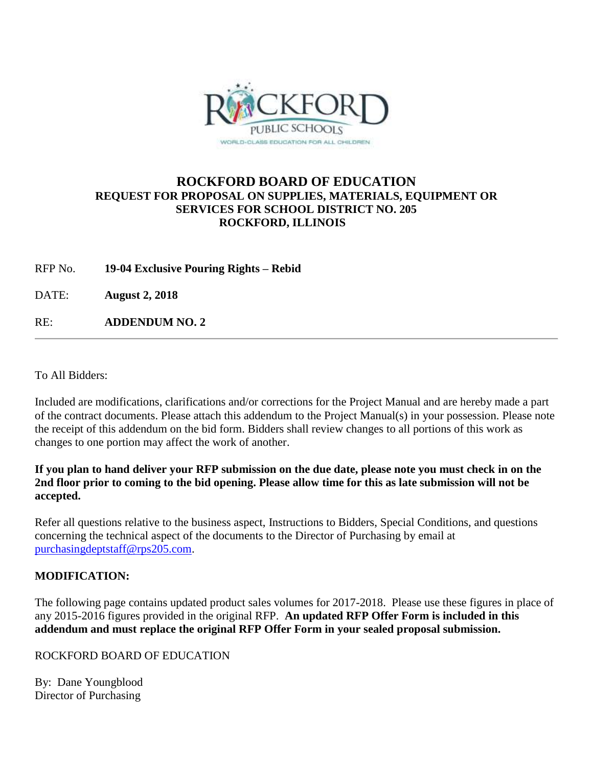# ROCKFORD BOARD OF EDUCATION

## REQUEST FOR PROPOSAL ON SUPPLIES, MATERIALS, EQUIPMENT OR SERVICES FOR SCHOOL DISTRICT NO. 205 ROCKFORD, ILLINOIS

RFP No. **19-04 Exclusive Pouring Rights – Rebid**

DATE: **August 2, 2018**

RE: **ADDENDUM NO. 2**

---

To All Bidders:

Included are modifications, clarifications and/or corrections for the Project Manual and are hereby made a part of the contract documents. Please attach this addendum to the Project Manual(s) in your possession. Please note the receipt of this addendum on the bid form. Bidders shall review changes to all portions of this work as changes to one portion may affect the work of another.

**If you plan to hand deliver your RFP submission on the due date, please note you must check in on the 2nd floor prior to coming to the bid opening. Please allow time for this as late submission will not be accepted.**

Refer all questions relative to the business aspect, Instructions to Bidders, Special Conditions, and questions concerning the technical aspect of the documents to the Director of Purchasing by email at purchasingdeptstaff@rps205.com.

**MODIFICATION:**

The following page contains updated product sales volumes for 2017-2018. Please use these figures in place of any 2015-2016 figures provided in the original RFP. **An updated RFP Offer Form is included in this addendum and must replace the original RFP Offer Form in your sealed proposal submission.**

ROCKFORD BOARD OF EDUCATION

By: Dane Youngblood
Director of Purchasing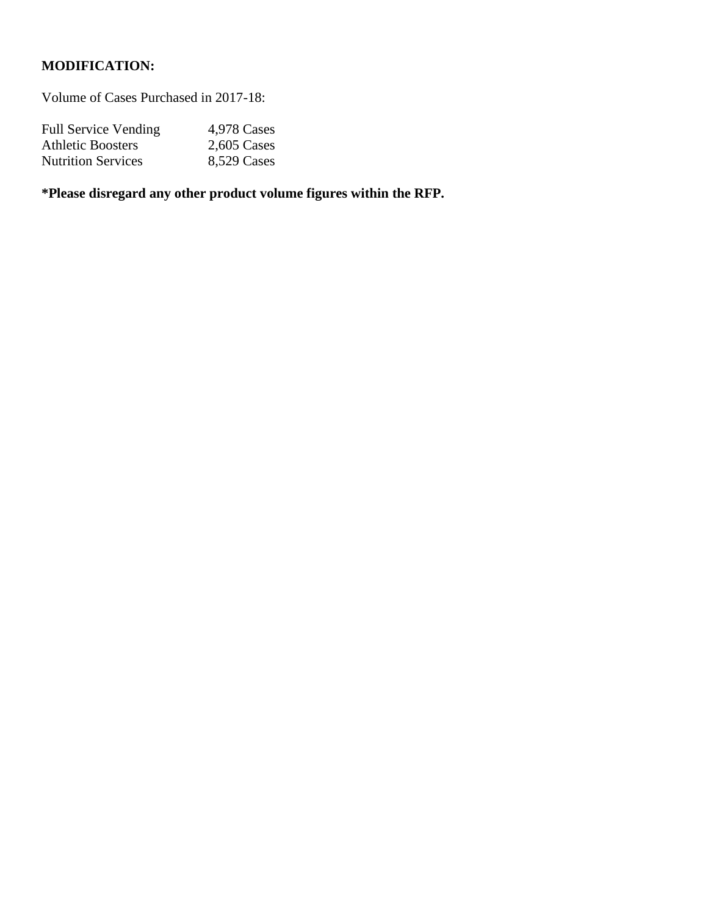**MODIFICATION:**

Volume of Cases Purchased in 2017-18:

| | |
|---|---|
| Full Service Vending | 4,978 Cases |
| Athletic Boosters | 2,605 Cases |
| Nutrition Services | 8,529 Cases |

**\*Please disregard any other product volume figures within the RFP.**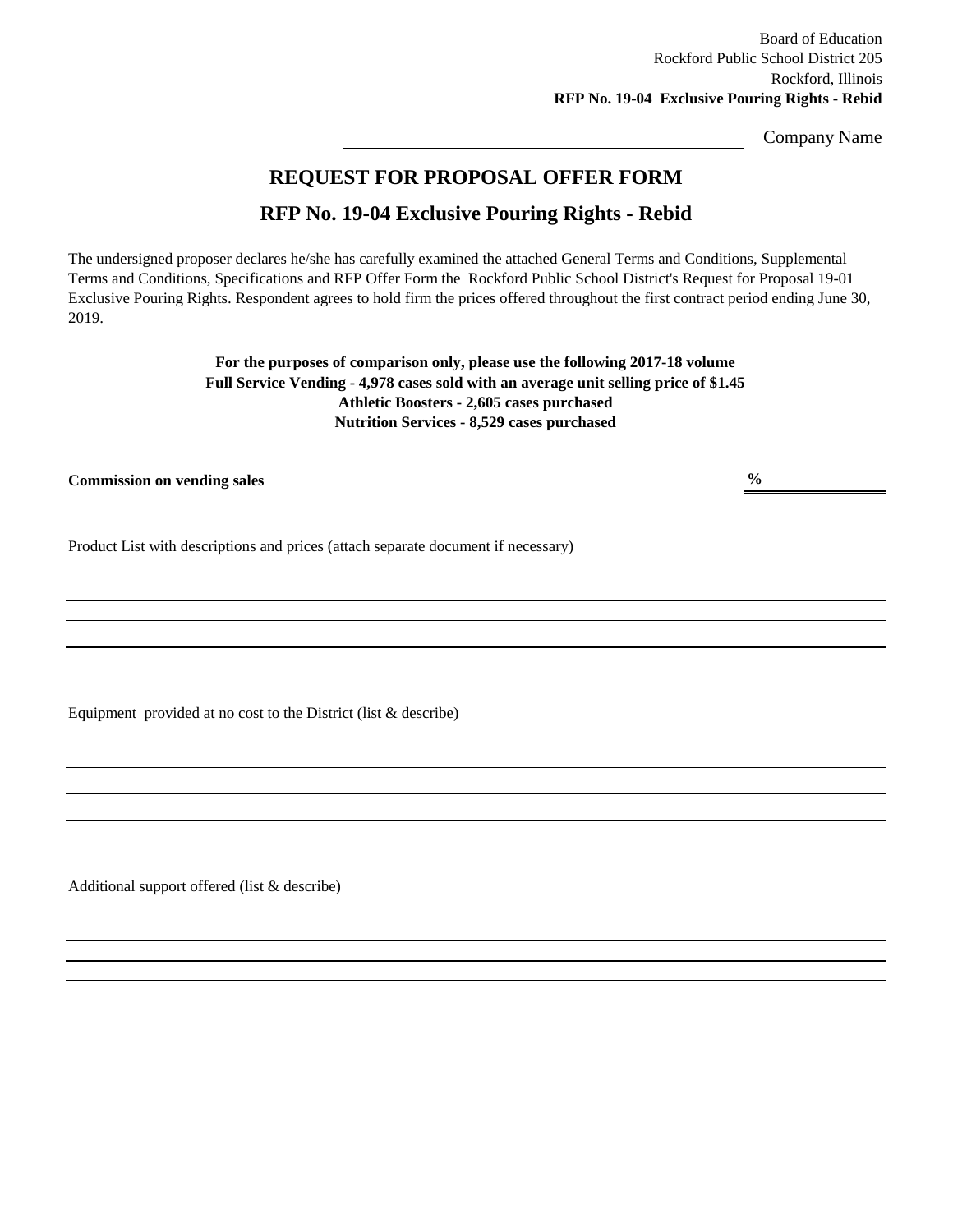Board of Education
Rockford Public School District 205
Rockford, Illinois
**RFP No. 19-04 Exclusive Pouring Rights - Rebid**

\_\_\_\_\_\_\_\_\_\_\_\_\_\_\_\_\_\_\_\_\_\_\_\_\_\_\_\_\_\_ Company Name

# REQUEST FOR PROPOSAL OFFER FORM

## RFP No. 19-04 Exclusive Pouring Rights - Rebid

The undersigned proposer declares he/she has carefully examined the attached General Terms and Conditions, Supplemental Terms and Conditions, Specifications and RFP Offer Form the Rockford Public School District's Request for Proposal 19-01 Exclusive Pouring Rights. Respondent agrees to hold firm the prices offered throughout the first contract period ending June 30, 2019.

**For the purposes of comparison only, please use the following 2017-18 volume**
**Full Service Vending - 4,978 cases sold with an average unit selling price of $1.45**
**Athletic Boosters - 2,605 cases purchased**
**Nutrition Services - 8,529 cases purchased**

**Commission on vending sales** **%** \_\_\_\_\_\_\_\_\_\_

Product List with descriptions and prices (attach separate document if necessary)

\_\_\_\_\_\_\_\_\_\_\_\_\_\_\_\_\_\_\_\_\_\_\_\_\_\_\_\_\_\_\_\_\_\_\_\_\_\_\_\_\_\_\_\_\_\_\_\_\_\_\_\_\_\_\_\_\_\_

\_\_\_\_\_\_\_\_\_\_\_\_\_\_\_\_\_\_\_\_\_\_\_\_\_\_\_\_\_\_\_\_\_\_\_\_\_\_\_\_\_\_\_\_\_\_\_\_\_\_\_\_\_\_\_\_\_\_

\_\_\_\_\_\_\_\_\_\_\_\_\_\_\_\_\_\_\_\_\_\_\_\_\_\_\_\_\_\_\_\_\_\_\_\_\_\_\_\_\_\_\_\_\_\_\_\_\_\_\_\_\_\_\_\_\_\_

Equipment provided at no cost to the District (list & describe)

\_\_\_\_\_\_\_\_\_\_\_\_\_\_\_\_\_\_\_\_\_\_\_\_\_\_\_\_\_\_\_\_\_\_\_\_\_\_\_\_\_\_\_\_\_\_\_\_\_\_\_\_\_\_\_\_\_\_

\_\_\_\_\_\_\_\_\_\_\_\_\_\_\_\_\_\_\_\_\_\_\_\_\_\_\_\_\_\_\_\_\_\_\_\_\_\_\_\_\_\_\_\_\_\_\_\_\_\_\_\_\_\_\_\_\_\_

\_\_\_\_\_\_\_\_\_\_\_\_\_\_\_\_\_\_\_\_\_\_\_\_\_\_\_\_\_\_\_\_\_\_\_\_\_\_\_\_\_\_\_\_\_\_\_\_\_\_\_\_\_\_\_\_\_\_

Additional support offered (list & describe)

\_\_\_\_\_\_\_\_\_\_\_\_\_\_\_\_\_\_\_\_\_\_\_\_\_\_\_\_\_\_\_\_\_\_\_\_\_\_\_\_\_\_\_\_\_\_\_\_\_\_\_\_\_\_\_\_\_\_

\_\_\_\_\_\_\_\_\_\_\_\_\_\_\_\_\_\_\_\_\_\_\_\_\_\_\_\_\_\_\_\_\_\_\_\_\_\_\_\_\_\_\_\_\_\_\_\_\_\_\_\_\_\_\_\_\_\_

\_\_\_\_\_\_\_\_\_\_\_\_\_\_\_\_\_\_\_\_\_\_\_\_\_\_\_\_\_\_\_\_\_\_\_\_\_\_\_\_\_\_\_\_\_\_\_\_\_\_\_\_\_\_\_\_\_\_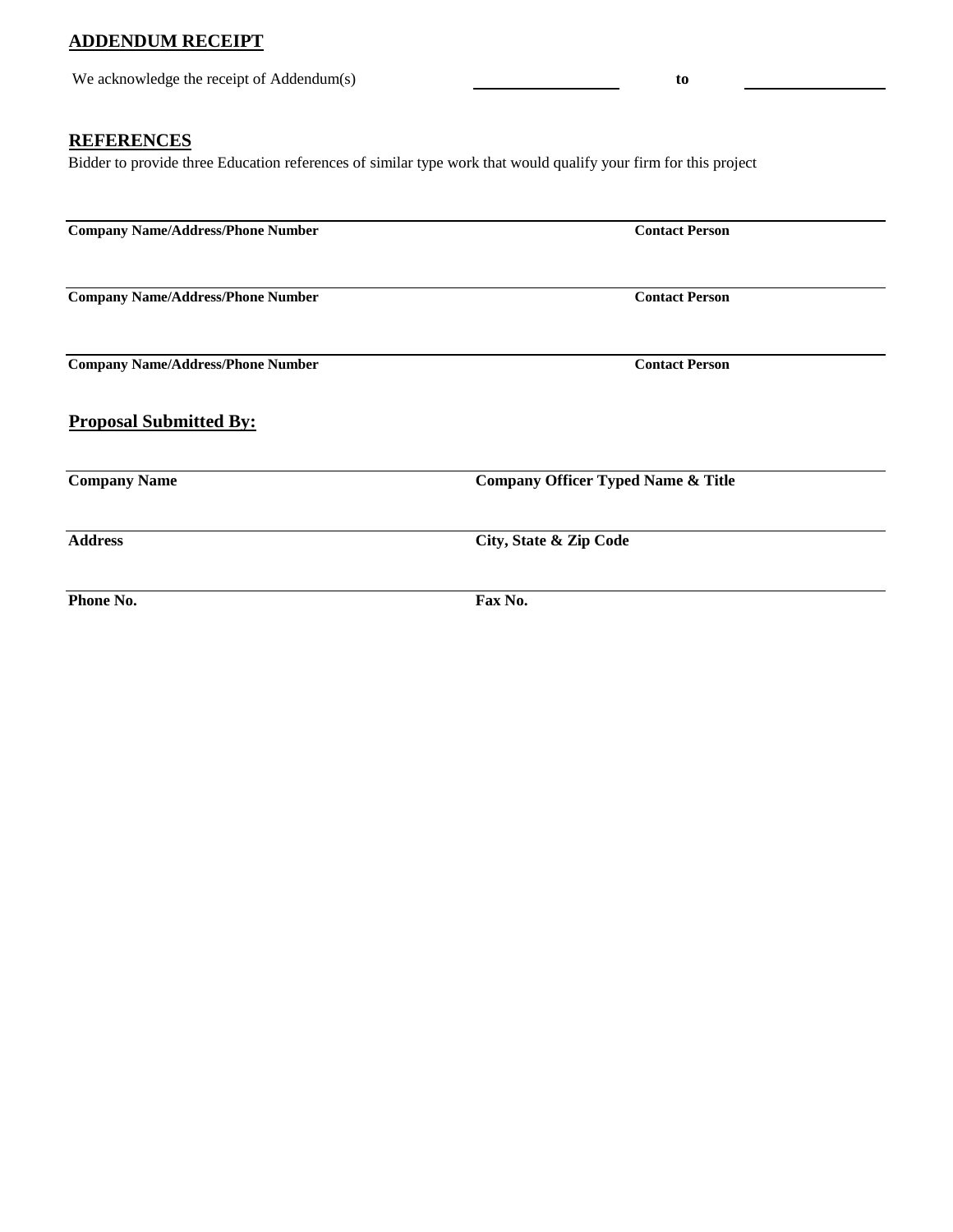## ADDENDUM RECEIPT

We acknowledge the receipt of Addendum(s) ____________ **to** ____________

## REFERENCES

Bidder to provide three Education references of similar type work that would qualify your firm for this project

| | |
|---|---|
| **Company Name/Address/Phone Number** | **Contact Person** |
| **Company Name/Address/Phone Number** | **Contact Person** |
| **Company Name/Address/Phone Number** | **Contact Person** |

## Proposal Submitted By:

| | |
|---|---|
| **Company Name** | **Company Officer Typed Name & Title** |
| **Address** | **City, State & Zip Code** |
| **Phone No.** | **Fax No.** |